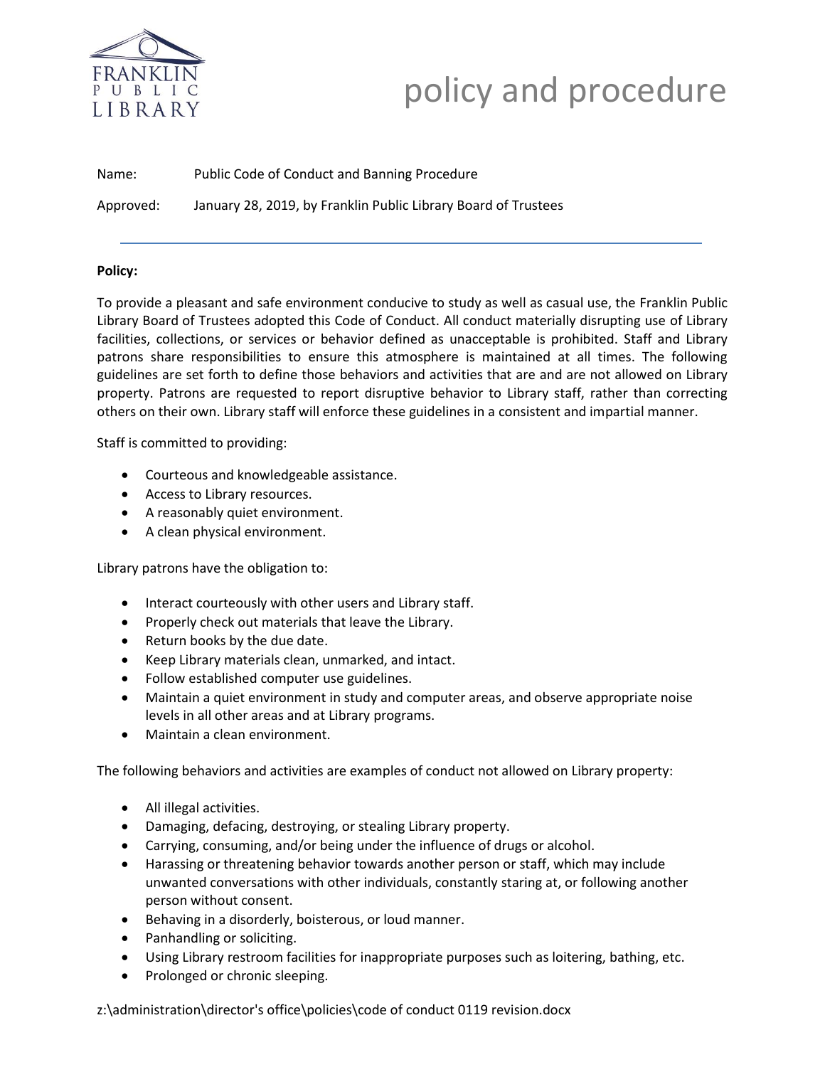# policy and procedure

Name: Public Code of Conduct and Banning Procedure

Approved: January 28, 2019, by Franklin Public Library Board of Trustees

---

**Policy:**

To provide a pleasant and safe environment conducive to study as well as casual use, the Franklin Public Library Board of Trustees adopted this Code of Conduct. All conduct materially disrupting use of Library facilities, collections, or services or behavior defined as unacceptable is prohibited. Staff and Library patrons share responsibilities to ensure this atmosphere is maintained at all times. The following guidelines are set forth to define those behaviors and activities that are and are not allowed on Library property. Patrons are requested to report disruptive behavior to Library staff, rather than correcting others on their own. Library staff will enforce these guidelines in a consistent and impartial manner.

Staff is committed to providing:

- Courteous and knowledgeable assistance.
- Access to Library resources.
- A reasonably quiet environment.
- A clean physical environment.

Library patrons have the obligation to:

- Interact courteously with other users and Library staff.
- Properly check out materials that leave the Library.
- Return books by the due date.
- Keep Library materials clean, unmarked, and intact.
- Follow established computer use guidelines.
- Maintain a quiet environment in study and computer areas, and observe appropriate noise levels in all other areas and at Library programs.
- Maintain a clean environment.

The following behaviors and activities are examples of conduct not allowed on Library property:

- All illegal activities.
- Damaging, defacing, destroying, or stealing Library property.
- Carrying, consuming, and/or being under the influence of drugs or alcohol.
- Harassing or threatening behavior towards another person or staff, which may include unwanted conversations with other individuals, constantly staring at, or following another person without consent.
- Behaving in a disorderly, boisterous, or loud manner.
- Panhandling or soliciting.
- Using Library restroom facilities for inappropriate purposes such as loitering, bathing, etc.
- Prolonged or chronic sleeping.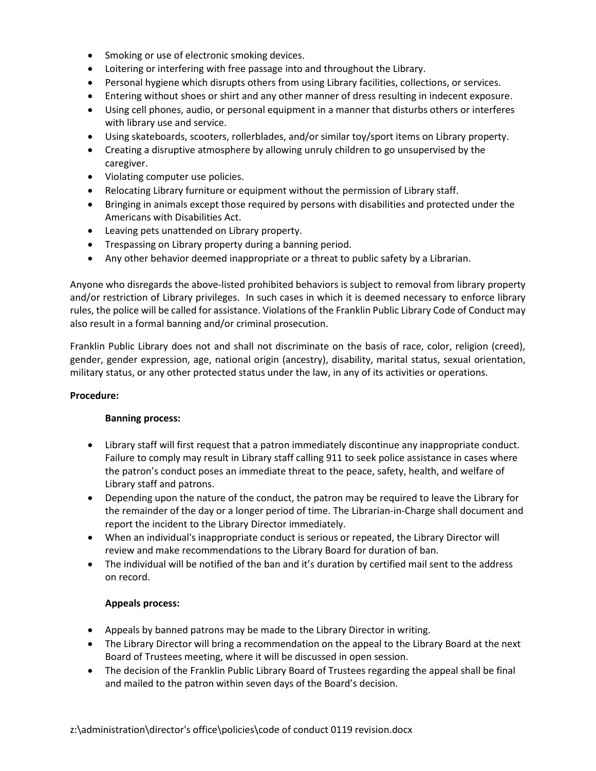- Smoking or use of electronic smoking devices.
- Loitering or interfering with free passage into and throughout the Library.
- Personal hygiene which disrupts others from using Library facilities, collections, or services.
- Entering without shoes or shirt and any other manner of dress resulting in indecent exposure.
- Using cell phones, audio, or personal equipment in a manner that disturbs others or interferes with library use and service.
- Using skateboards, scooters, rollerblades, and/or similar toy/sport items on Library property.
- Creating a disruptive atmosphere by allowing unruly children to go unsupervised by the caregiver.
- Violating computer use policies.
- Relocating Library furniture or equipment without the permission of Library staff.
- Bringing in animals except those required by persons with disabilities and protected under the Americans with Disabilities Act.
- Leaving pets unattended on Library property.
- Trespassing on Library property during a banning period.
- Any other behavior deemed inappropriate or a threat to public safety by a Librarian.

Anyone who disregards the above-listed prohibited behaviors is subject to removal from library property and/or restriction of Library privileges. In such cases in which it is deemed necessary to enforce library rules, the police will be called for assistance. Violations of the Franklin Public Library Code of Conduct may also result in a formal banning and/or criminal prosecution.

Franklin Public Library does not and shall not discriminate on the basis of race, color, religion (creed), gender, gender expression, age, national origin (ancestry), disability, marital status, sexual orientation, military status, or any other protected status under the law, in any of its activities or operations.

**Procedure:**

**Banning process:**

- Library staff will first request that a patron immediately discontinue any inappropriate conduct. Failure to comply may result in Library staff calling 911 to seek police assistance in cases where the patron's conduct poses an immediate threat to the peace, safety, health, and welfare of Library staff and patrons.
- Depending upon the nature of the conduct, the patron may be required to leave the Library for the remainder of the day or a longer period of time. The Librarian-in-Charge shall document and report the incident to the Library Director immediately.
- When an individual's inappropriate conduct is serious or repeated, the Library Director will review and make recommendations to the Library Board for duration of ban.
- The individual will be notified of the ban and it's duration by certified mail sent to the address on record.

**Appeals process:**

- Appeals by banned patrons may be made to the Library Director in writing.
- The Library Director will bring a recommendation on the appeal to the Library Board at the next Board of Trustees meeting, where it will be discussed in open session.
- The decision of the Franklin Public Library Board of Trustees regarding the appeal shall be final and mailed to the patron within seven days of the Board's decision.

z:\administration\director's office\policies\code of conduct 0119 revision.docx